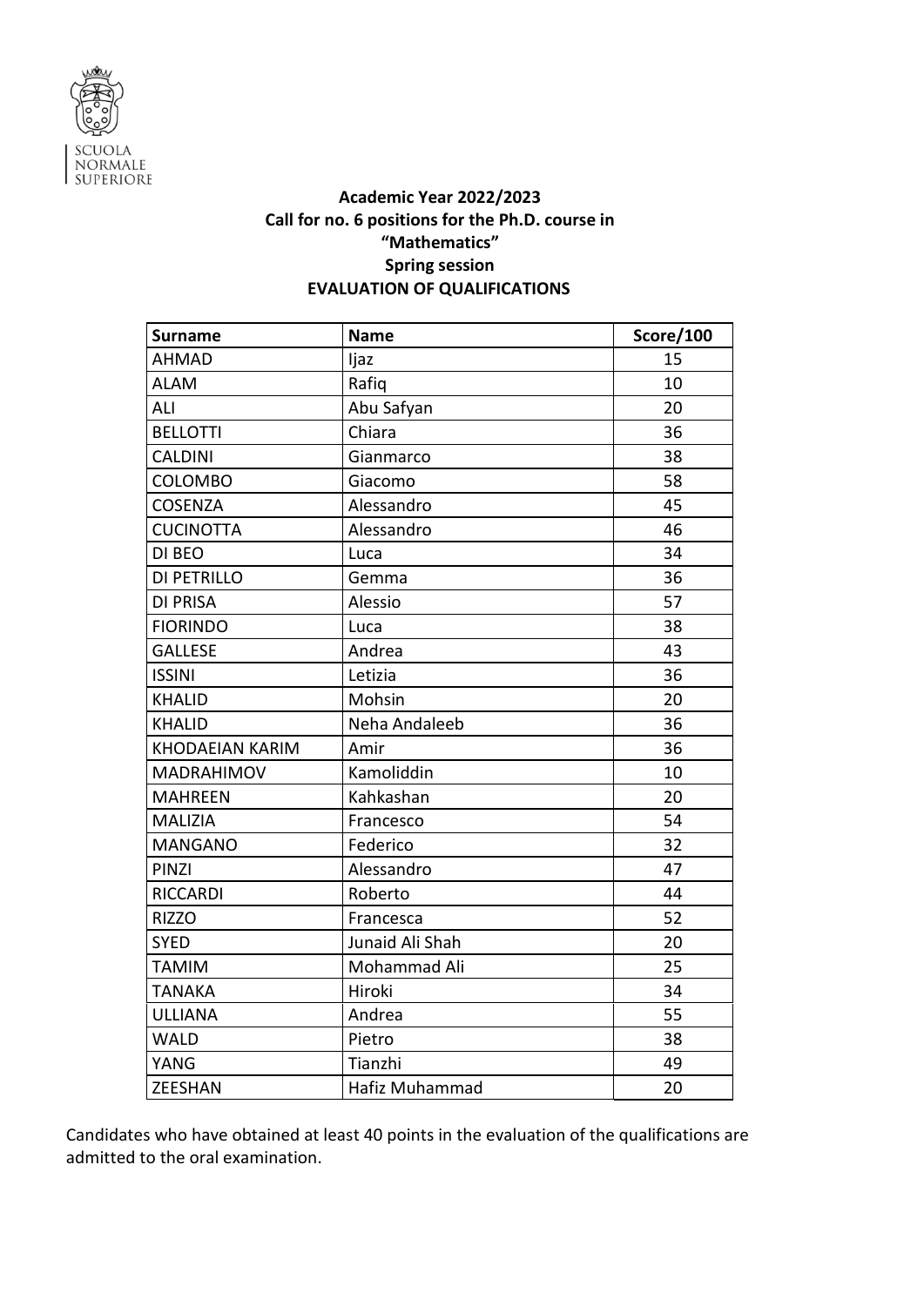SCUOLA NORMALE SUPERIORE

**Academic Year 2022/2023**
**Call for no. 6 positions for the Ph.D. course in**
**"Mathematics"**
**Spring session**
**EVALUATION OF QUALIFICATIONS**

| Surname | Name | Score/100 |
|---|---|---|
| AHMAD | Ijaz | 15 |
| ALAM | Rafiq | 10 |
| ALI | Abu Safyan | 20 |
| BELLOTTI | Chiara | 36 |
| CALDINI | Gianmarco | 38 |
| COLOMBO | Giacomo | 58 |
| COSENZA | Alessandro | 45 |
| CUCINOTTA | Alessandro | 46 |
| DI BEO | Luca | 34 |
| DI PETRILLO | Gemma | 36 |
| DI PRISA | Alessio | 57 |
| FIORINDO | Luca | 38 |
| GALLESE | Andrea | 43 |
| ISSINI | Letizia | 36 |
| KHALID | Mohsin | 20 |
| KHALID | Neha Andaleeb | 36 |
| KHODAEIAN KARIM | Amir | 36 |
| MADRAHIMOV | Kamoliddin | 10 |
| MAHREEN | Kahkashan | 20 |
| MALIZIA | Francesco | 54 |
| MANGANO | Federico | 32 |
| PINZI | Alessandro | 47 |
| RICCARDI | Roberto | 44 |
| RIZZO | Francesca | 52 |
| SYED | Junaid Ali Shah | 20 |
| TAMIM | Mohammad Ali | 25 |
| TANAKA | Hiroki | 34 |
| ULLIANA | Andrea | 55 |
| WALD | Pietro | 38 |
| YANG | Tianzhi | 49 |
| ZEESHAN | Hafiz Muhammad | 20 |

Candidates who have obtained at least 40 points in the evaluation of the qualifications are admitted to the oral examination.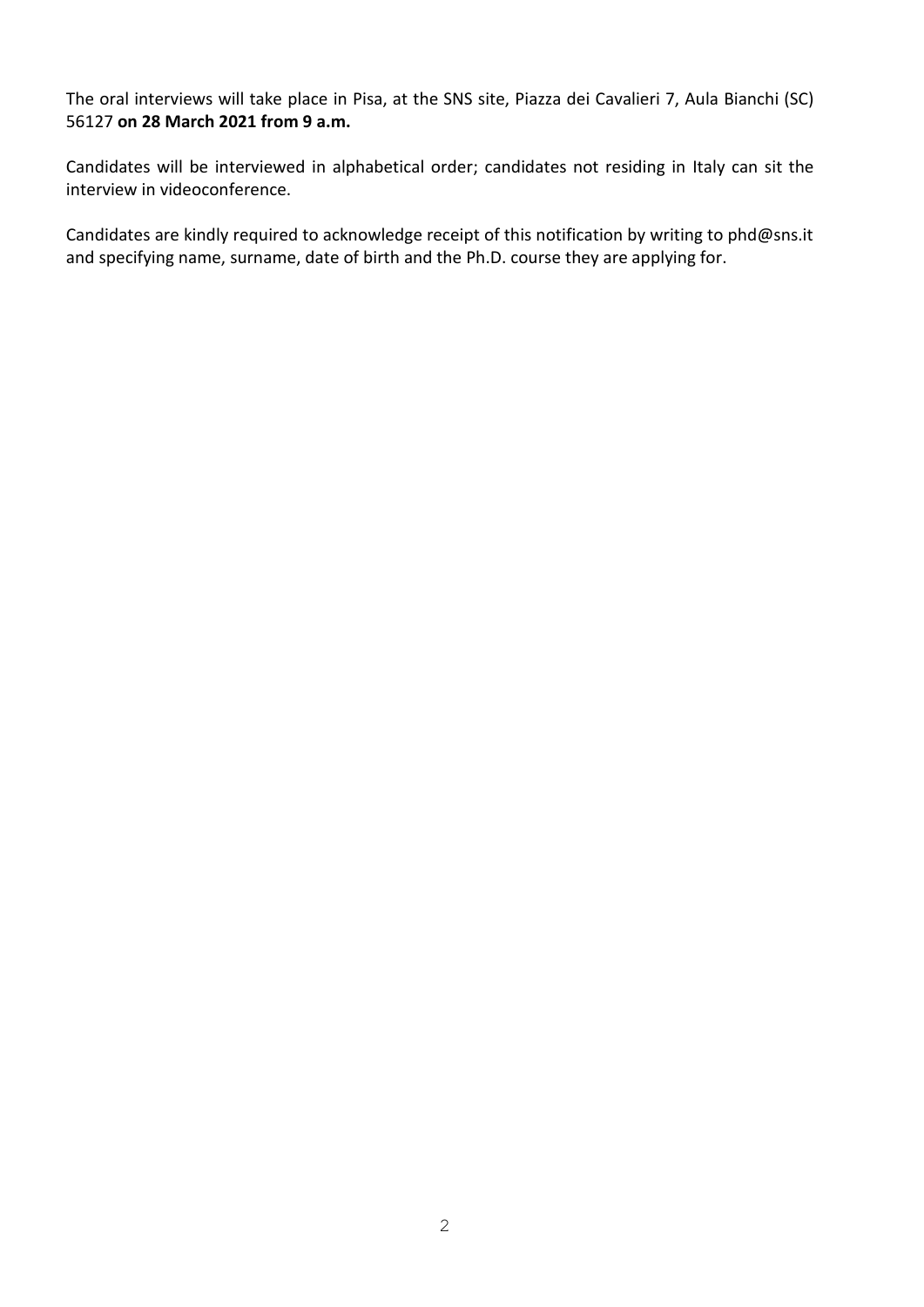The oral interviews will take place in Pisa, at the SNS site, Piazza dei Cavalieri 7, Aula Bianchi (SC) 56127 **on 28 March 2021 from 9 a.m.**

Candidates will be interviewed in alphabetical order; candidates not residing in Italy can sit the interview in videoconference.

Candidates are kindly required to acknowledge receipt of this notification by writing to phd@sns.it and specifying name, surname, date of birth and the Ph.D. course they are applying for.